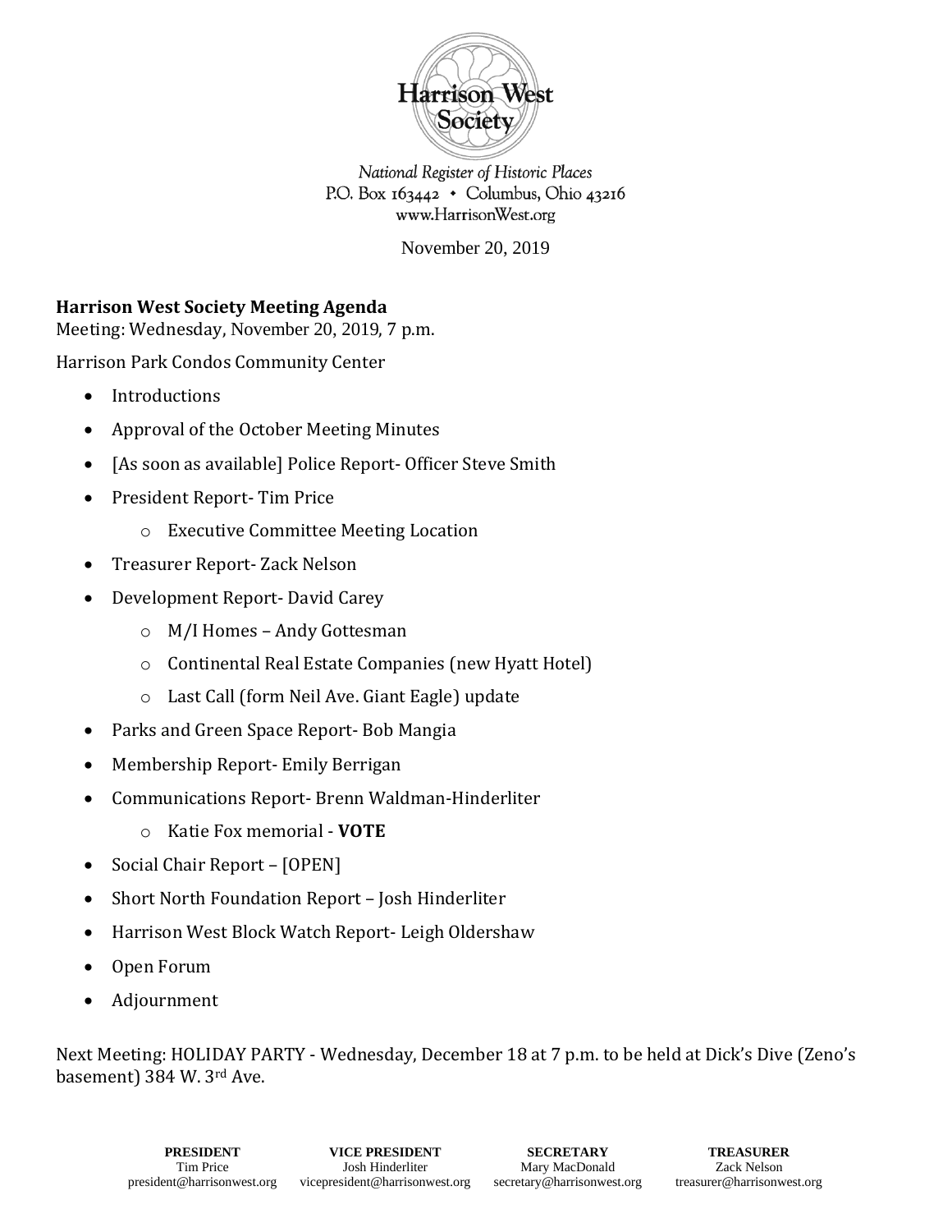Harrison West Society

*National Register of Historic Places*
P.O. Box 163442 • Columbus, Ohio 43216
www.HarrisonWest.org

November 20, 2019

**Harrison West Society Meeting Agenda**

Meeting: Wednesday, November 20, 2019, 7 p.m.

Harrison Park Condos Community Center

- Introductions
- Approval of the October Meeting Minutes
- [As soon as available] Police Report- Officer Steve Smith
- President Report- Tim Price
  - Executive Committee Meeting Location
- Treasurer Report- Zack Nelson
- Development Report- David Carey
  - M/I Homes – Andy Gottesman
  - Continental Real Estate Companies (new Hyatt Hotel)
  - Last Call (form Neil Ave. Giant Eagle) update
- Parks and Green Space Report- Bob Mangia
- Membership Report- Emily Berrigan
- Communications Report- Brenn Waldman-Hinderliter
  - Katie Fox memorial - **VOTE**
- Social Chair Report – [OPEN]
- Short North Foundation Report – Josh Hinderliter
- Harrison West Block Watch Report- Leigh Oldershaw
- Open Forum
- Adjournment

Next Meeting: HOLIDAY PARTY - Wednesday, December 18 at 7 p.m. to be held at Dick's Dive (Zeno's basement) 384 W. 3rd Ave.

| **PRESIDENT** | **VICE PRESIDENT** | **SECRETARY** | **TREASURER** |
|---|---|---|---|
| Tim Price | Josh Hinderliter | Mary MacDonald | Zack Nelson |
| president@harrisonwest.org | vicepresident@harrisonwest.org | secretary@harrisonwest.org | treasurer@harrisonwest.org |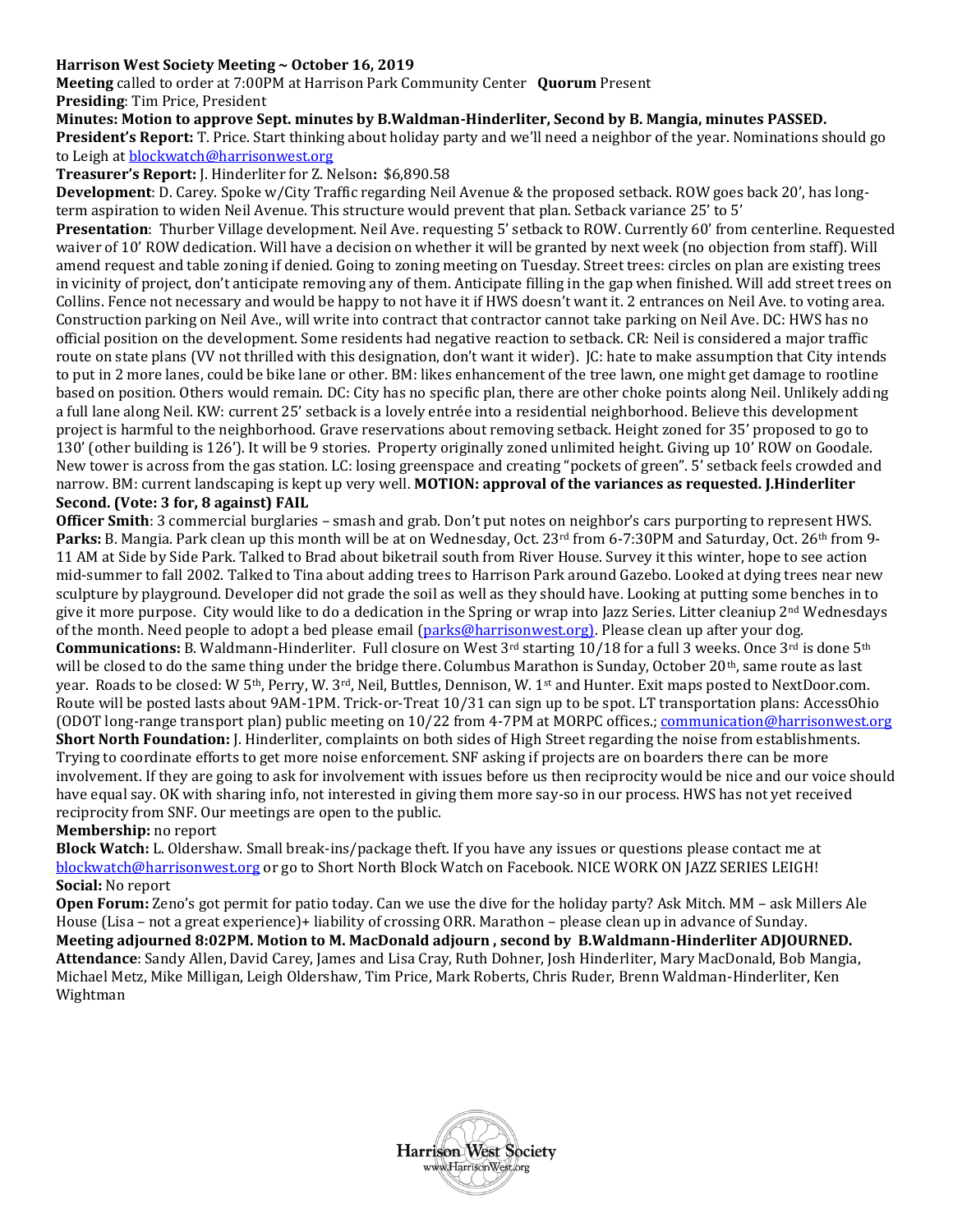**Harrison West Society Meeting ~ October 16, 2019**

**Meeting** called to order at 7:00PM at Harrison Park Community Center **Quorum** Present

**Presiding**: Tim Price, President

**Minutes: Motion to approve Sept. minutes by B.Waldman-Hinderliter, Second by B. Mangia, minutes PASSED.**

**President's Report:** T. Price. Start thinking about holiday party and we'll need a neighbor of the year. Nominations should go to Leigh at blockwatch@harrisonwest.org

**Treasurer's Report:** J. Hinderliter for Z. Nelson**:** $6,890.58

**Development**: D. Carey. Spoke w/City Traffic regarding Neil Avenue & the proposed setback. ROW goes back 20', has long-term aspiration to widen Neil Avenue. This structure would prevent that plan. Setback variance 25' to 5'

**Presentation**: Thurber Village development. Neil Ave. requesting 5' setback to ROW. Currently 60' from centerline. Requested waiver of 10' ROW dedication. Will have a decision on whether it will be granted by next week (no objection from staff). Will amend request and table zoning if denied. Going to zoning meeting on Tuesday. Street trees: circles on plan are existing trees in vicinity of project, don't anticipate removing any of them. Anticipate filling in the gap when finished. Will add street trees on Collins. Fence not necessary and would be happy to not have it if HWS doesn't want it. 2 entrances on Neil Ave. to voting area. Construction parking on Neil Ave., will write into contract that contractor cannot take parking on Neil Ave. DC: HWS has no official position on the development. Some residents had negative reaction to setback. CR: Neil is considered a major traffic route on state plans (VV not thrilled with this designation, don't want it wider). JC: hate to make assumption that City intends to put in 2 more lanes, could be bike lane or other. BM: likes enhancement of the tree lawn, one might get damage to rootline based on position. Others would remain. DC: City has no specific plan, there are other choke points along Neil. Unlikely adding a full lane along Neil. KW: current 25' setback is a lovely entrée into a residential neighborhood. Believe this development project is harmful to the neighborhood. Grave reservations about removing setback. Height zoned for 35' proposed to go to 130' (other building is 126'). It will be 9 stories. Property originally zoned unlimited height. Giving up 10' ROW on Goodale. New tower is across from the gas station. LC: losing greenspace and creating "pockets of green". 5' setback feels crowded and narrow. BM: current landscaping is kept up very well. **MOTION: approval of the variances as requested. J.Hinderliter Second. (Vote: 3 for, 8 against) FAIL**

**Officer Smith**: 3 commercial burglaries – smash and grab. Don't put notes on neighbor's cars purporting to represent HWS.

**Parks:** B. Mangia. Park clean up this month will be at on Wednesday, Oct. 23rd from 6-7:30PM and Saturday, Oct. 26th from 9-11 AM at Side by Side Park. Talked to Brad about biketrail south from River House. Survey it this winter, hope to see action mid-summer to fall 2002. Talked to Tina about adding trees to Harrison Park around Gazebo. Looked at dying trees near new sculpture by playground. Developer did not grade the soil as well as they should have. Looking at putting some benches in to give it more purpose. City would like to do a dedication in the Spring or wrap into Jazz Series. Litter cleaniup 2nd Wednesdays of the month. Need people to adopt a bed please email (parks@harrisonwest.org). Please clean up after your dog.

**Communications:** B. Waldmann-Hinderliter. Full closure on West 3rd starting 10/18 for a full 3 weeks. Once 3rd is done 5th will be closed to do the same thing under the bridge there. Columbus Marathon is Sunday, October 20th, same route as last year. Roads to be closed: W 5th, Perry, W. 3rd, Neil, Buttles, Dennison, W. 1st and Hunter. Exit maps posted to NextDoor.com. Route will be posted lasts about 9AM-1PM. Trick-or-Treat 10/31 can sign up to be spot. LT transportation plans: AccessOhio (ODOT long-range transport plan) public meeting on 10/22 from 4-7PM at MORPC offices.; communication@harrisonwest.org

**Short North Foundation:** J. Hinderliter, complaints on both sides of High Street regarding the noise from establishments. Trying to coordinate efforts to get more noise enforcement. SNF asking if projects are on boarders there can be more involvement. If they are going to ask for involvement with issues before us then reciprocity would be nice and our voice should have equal say. OK with sharing info, not interested in giving them more say-so in our process. HWS has not yet received reciprocity from SNF. Our meetings are open to the public.

**Membership:** no report

**Block Watch:** L. Oldershaw. Small break-ins/package theft. If you have any issues or questions please contact me at blockwatch@harrisonwest.org or go to Short North Block Watch on Facebook. NICE WORK ON JAZZ SERIES LEIGH!

**Social:** No report

**Open Forum:** Zeno's got permit for patio today. Can we use the dive for the holiday party? Ask Mitch. MM – ask Millers Ale House (Lisa – not a great experience)+ liability of crossing ORR. Marathon – please clean up in advance of Sunday.

**Meeting adjourned 8:02PM. Motion to M. MacDonald adjourn , second by B.Waldmann-Hinderliter ADJOURNED.**

**Attendance**: Sandy Allen, David Carey, James and Lisa Cray, Ruth Dohner, Josh Hinderliter, Mary MacDonald, Bob Mangia, Michael Metz, Mike Milligan, Leigh Oldershaw, Tim Price, Mark Roberts, Chris Ruder, Brenn Waldman-Hinderliter, Ken Wightman